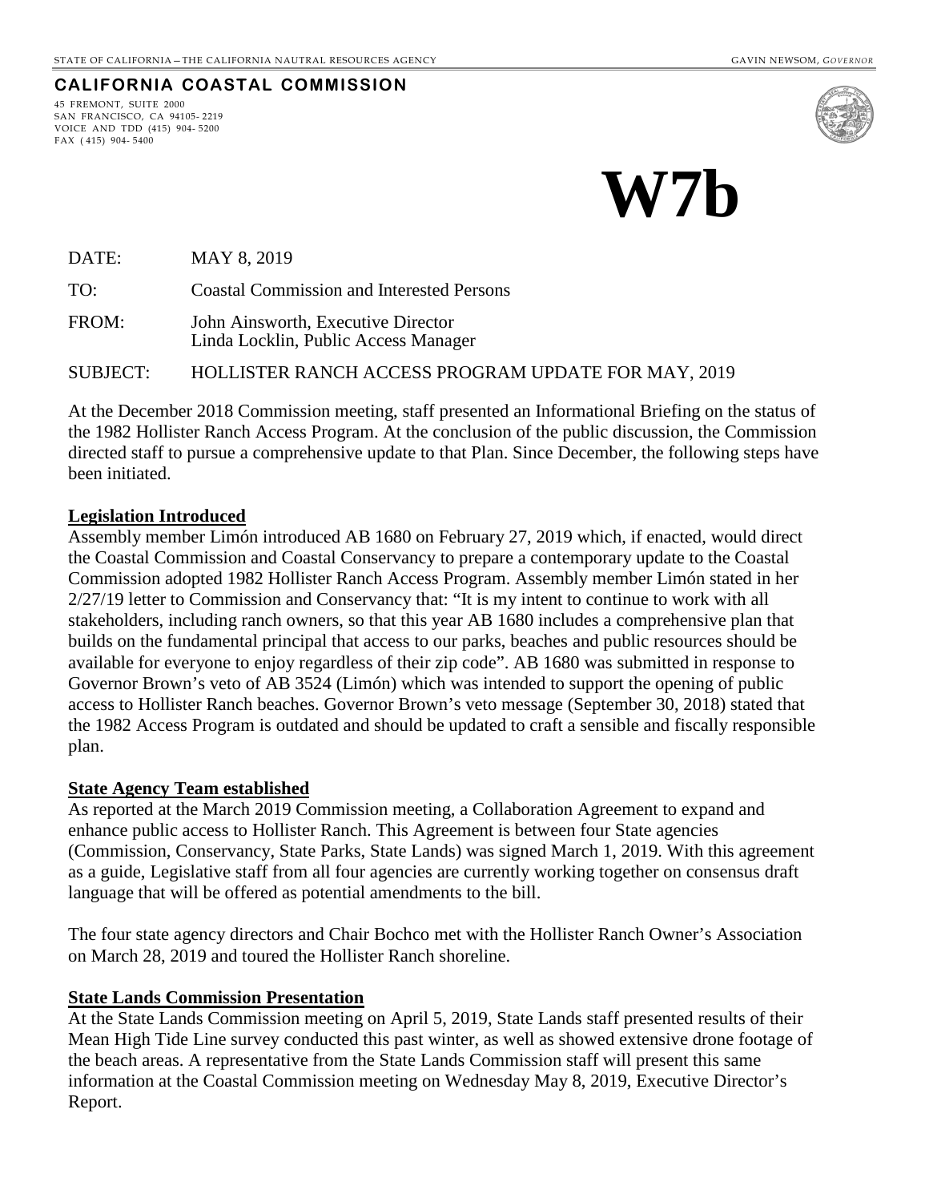STATE OF CALIFORNIA – THE CALIFORNIA NAUTRAL RESOURCES AGENCY GAVIN NEWSOM, *GOVERNOR*

**CALIFORNIA COASTAL COMMISSION**

45 FREMONT, SUITE 2000
SAN FRANCISCO, CA 94105-2219
VOICE AND TDD (415) 904-5200
FAX (415) 904-5400

# W7b

DATE: MAY 8, 2019

TO: Coastal Commission and Interested Persons

FROM: John Ainsworth, Executive Director
Linda Locklin, Public Access Manager

SUBJECT: HOLLISTER RANCH ACCESS PROGRAM UPDATE FOR MAY, 2019

At the December 2018 Commission meeting, staff presented an Informational Briefing on the status of the 1982 Hollister Ranch Access Program. At the conclusion of the public discussion, the Commission directed staff to pursue a comprehensive update to that Plan. Since December, the following steps have been initiated.

**Legislation Introduced**

Assembly member Limón introduced AB 1680 on February 27, 2019 which, if enacted, would direct the Coastal Commission and Coastal Conservancy to prepare a contemporary update to the Coastal Commission adopted 1982 Hollister Ranch Access Program. Assembly member Limón stated in her 2/27/19 letter to Commission and Conservancy that: "It is my intent to continue to work with all stakeholders, including ranch owners, so that this year AB 1680 includes a comprehensive plan that builds on the fundamental principal that access to our parks, beaches and public resources should be available for everyone to enjoy regardless of their zip code". AB 1680 was submitted in response to Governor Brown's veto of AB 3524 (Limón) which was intended to support the opening of public access to Hollister Ranch beaches. Governor Brown's veto message (September 30, 2018) stated that the 1982 Access Program is outdated and should be updated to craft a sensible and fiscally responsible plan.

**State Agency Team established**

As reported at the March 2019 Commission meeting, a Collaboration Agreement to expand and enhance public access to Hollister Ranch. This Agreement is between four State agencies (Commission, Conservancy, State Parks, State Lands) was signed March 1, 2019. With this agreement as a guide, Legislative staff from all four agencies are currently working together on consensus draft language that will be offered as potential amendments to the bill.

The four state agency directors and Chair Bochco met with the Hollister Ranch Owner's Association on March 28, 2019 and toured the Hollister Ranch shoreline.

**State Lands Commission Presentation**

At the State Lands Commission meeting on April 5, 2019, State Lands staff presented results of their Mean High Tide Line survey conducted this past winter, as well as showed extensive drone footage of the beach areas. A representative from the State Lands Commission staff will present this same information at the Coastal Commission meeting on Wednesday May 8, 2019, Executive Director's Report.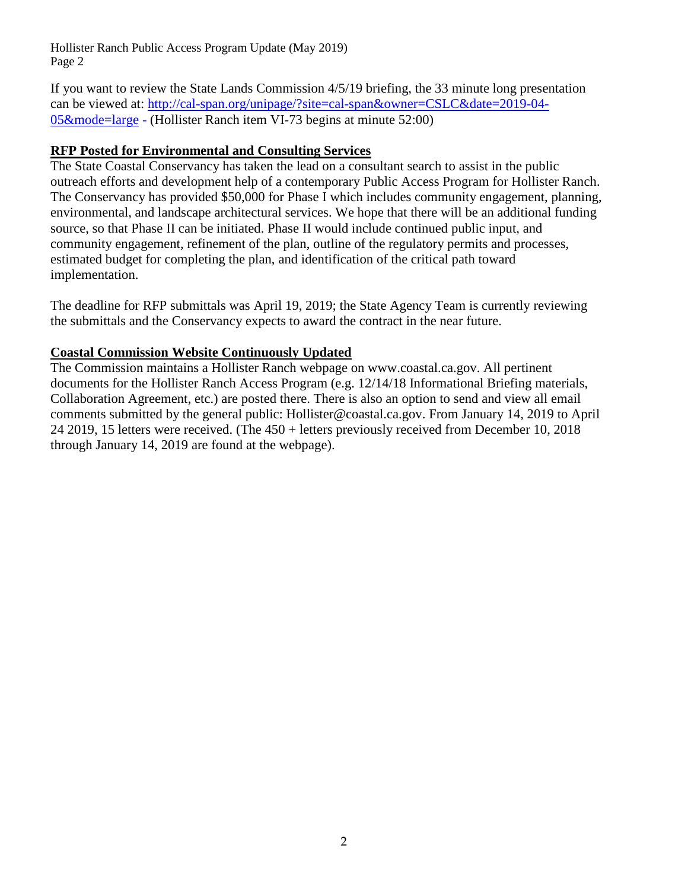If you want to review the State Lands Commission 4/5/19 briefing, the 33 minute long presentation can be viewed at: [http://cal-span.org/unipage/?site=cal-span&owner=CSLC&date=2019-04-05&mode=large](http://cal-span.org/unipage/?site=cal-span&owner=CSLC&date=2019-04-05&mode=large) - (Hollister Ranch item VI-73 begins at minute 52:00)

**RFP Posted for Environmental and Consulting Services**

The State Coastal Conservancy has taken the lead on a consultant search to assist in the public outreach efforts and development help of a contemporary Public Access Program for Hollister Ranch. The Conservancy has provided $50,000 for Phase I which includes community engagement, planning, environmental, and landscape architectural services. We hope that there will be an additional funding source, so that Phase II can be initiated. Phase II would include continued public input, and community engagement, refinement of the plan, outline of the regulatory permits and processes, estimated budget for completing the plan, and identification of the critical path toward implementation.

The deadline for RFP submittals was April 19, 2019; the State Agency Team is currently reviewing the submittals and the Conservancy expects to award the contract in the near future.

**Coastal Commission Website Continuously Updated**

The Commission maintains a Hollister Ranch webpage on www.coastal.ca.gov. All pertinent documents for the Hollister Ranch Access Program (e.g. 12/14/18 Informational Briefing materials, Collaboration Agreement, etc.) are posted there. There is also an option to send and view all email comments submitted by the general public: Hollister@coastal.ca.gov. From January 14, 2019 to April 24 2019, 15 letters were received. (The 450 + letters previously received from December 10, 2018 through January 14, 2019 are found at the webpage).